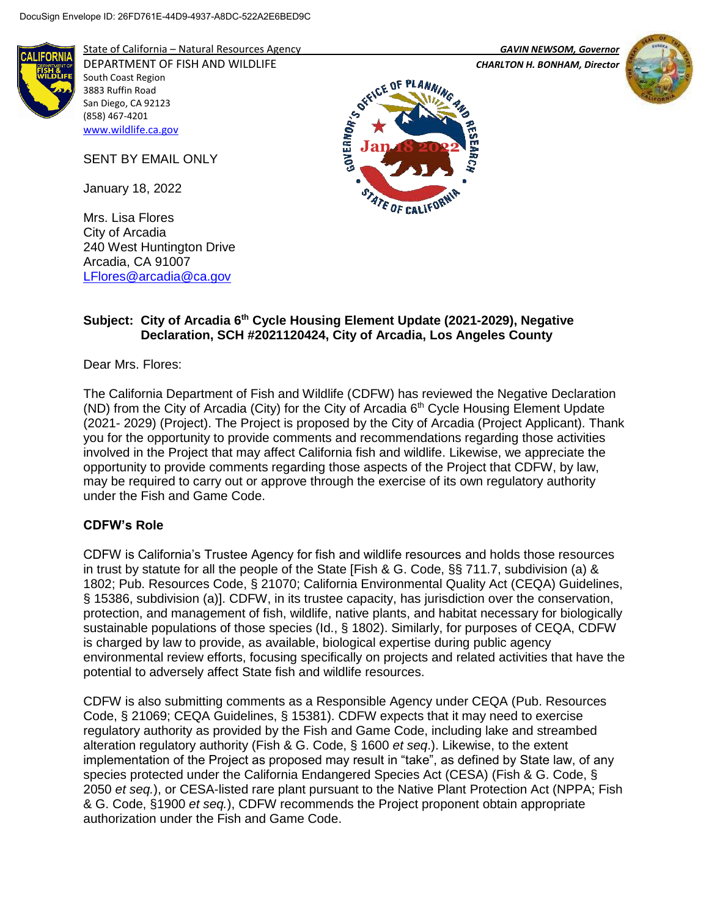DocuSign Envelope ID: 26FD761E-44D9-4937-A8DC-522A2E6BED9C

State of California – Natural Resources Agency
DEPARTMENT OF FISH AND WILDLIFE
South Coast Region
3883 Ruffin Road
San Diego, CA 92123
(858) 467-4201
www.wildlife.ca.gov

*GAVIN NEWSOM, Governor*
*CHARLTON H. BONHAM, Director*

GOVERNOR'S OFFICE OF PLANNING AND RESEARCH
Jan 18 2022
STATE OF CALIFORNIA

SENT BY EMAIL ONLY

January 18, 2022

Mrs. Lisa Flores
City of Arcadia
240 West Huntington Drive
Arcadia, CA 91007
LFlores@arcadia@ca.gov

**Subject: City of Arcadia 6th Cycle Housing Element Update (2021-2029), Negative Declaration, SCH #2021120424, City of Arcadia, Los Angeles County**

Dear Mrs. Flores:

The California Department of Fish and Wildlife (CDFW) has reviewed the Negative Declaration (ND) from the City of Arcadia (City) for the City of Arcadia 6th Cycle Housing Element Update (2021- 2029) (Project). The Project is proposed by the City of Arcadia (Project Applicant). Thank you for the opportunity to provide comments and recommendations regarding those activities involved in the Project that may affect California fish and wildlife. Likewise, we appreciate the opportunity to provide comments regarding those aspects of the Project that CDFW, by law, may be required to carry out or approve through the exercise of its own regulatory authority under the Fish and Game Code.

**CDFW's Role**

CDFW is California's Trustee Agency for fish and wildlife resources and holds those resources in trust by statute for all the people of the State [Fish & G. Code, §§ 711.7, subdivision (a) & 1802; Pub. Resources Code, § 21070; California Environmental Quality Act (CEQA) Guidelines, § 15386, subdivision (a)]. CDFW, in its trustee capacity, has jurisdiction over the conservation, protection, and management of fish, wildlife, native plants, and habitat necessary for biologically sustainable populations of those species (Id., § 1802). Similarly, for purposes of CEQA, CDFW is charged by law to provide, as available, biological expertise during public agency environmental review efforts, focusing specifically on projects and related activities that have the potential to adversely affect State fish and wildlife resources.

CDFW is also submitting comments as a Responsible Agency under CEQA (Pub. Resources Code, § 21069; CEQA Guidelines, § 15381). CDFW expects that it may need to exercise regulatory authority as provided by the Fish and Game Code, including lake and streambed alteration regulatory authority (Fish & G. Code, § 1600 *et seq*.). Likewise, to the extent implementation of the Project as proposed may result in "take", as defined by State law, of any species protected under the California Endangered Species Act (CESA) (Fish & G. Code, § 2050 *et seq.*), or CESA-listed rare plant pursuant to the Native Plant Protection Act (NPPA; Fish & G. Code, §1900 *et seq.*), CDFW recommends the Project proponent obtain appropriate authorization under the Fish and Game Code.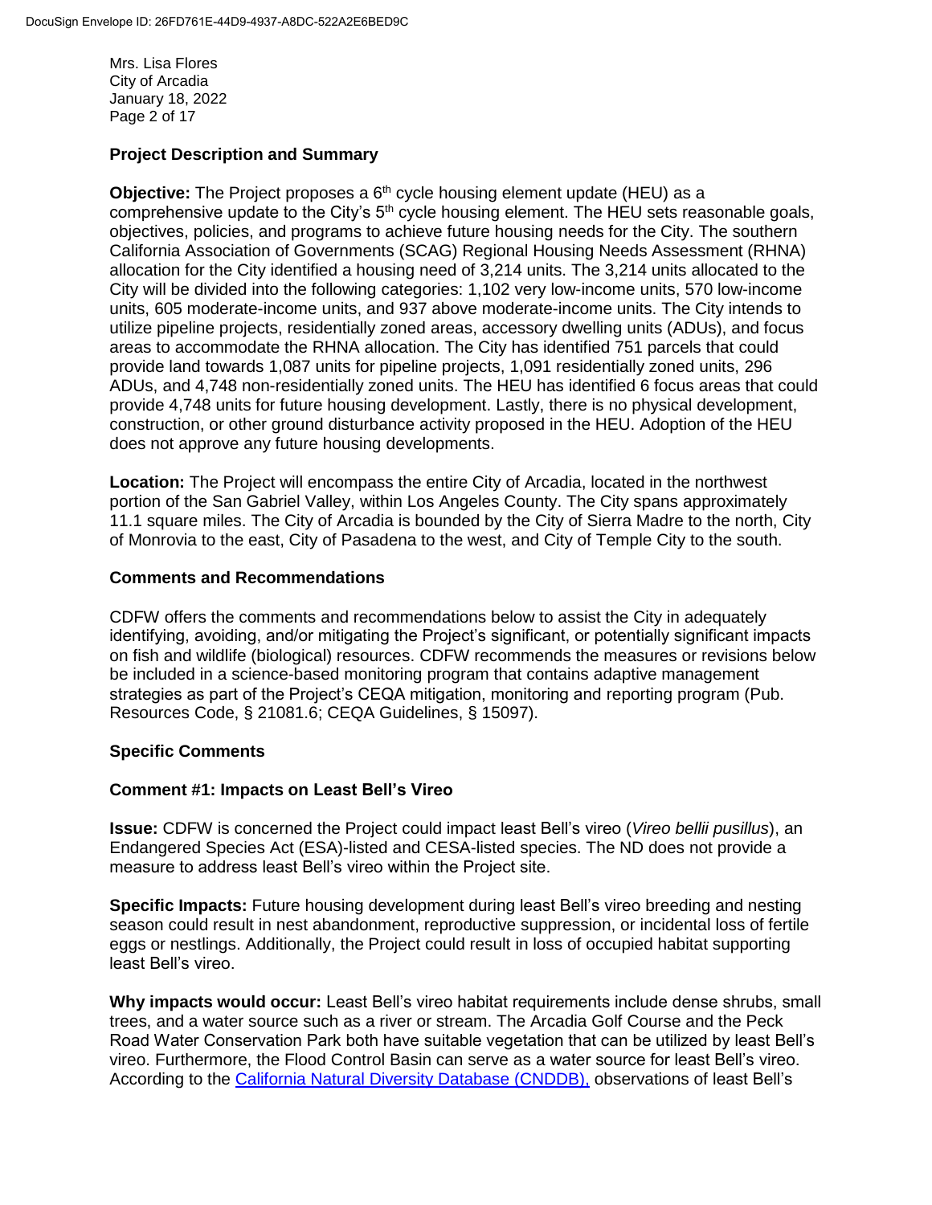## Project Description and Summary

**Objective:** The Project proposes a 6th cycle housing element update (HEU) as a comprehensive update to the City's 5th cycle housing element. The HEU sets reasonable goals, objectives, policies, and programs to achieve future housing needs for the City. The southern California Association of Governments (SCAG) Regional Housing Needs Assessment (RHNA) allocation for the City identified a housing need of 3,214 units. The 3,214 units allocated to the City will be divided into the following categories: 1,102 very low-income units, 570 low-income units, 605 moderate-income units, and 937 above moderate-income units. The City intends to utilize pipeline projects, residentially zoned areas, accessory dwelling units (ADUs), and focus areas to accommodate the RHNA allocation. The City has identified 751 parcels that could provide land towards 1,087 units for pipeline projects, 1,091 residentially zoned units, 296 ADUs, and 4,748 non-residentially zoned units. The HEU has identified 6 focus areas that could provide 4,748 units for future housing development. Lastly, there is no physical development, construction, or other ground disturbance activity proposed in the HEU. Adoption of the HEU does not approve any future housing developments.

**Location:** The Project will encompass the entire City of Arcadia, located in the northwest portion of the San Gabriel Valley, within Los Angeles County. The City spans approximately 11.1 square miles. The City of Arcadia is bounded by the City of Sierra Madre to the north, City of Monrovia to the east, City of Pasadena to the west, and City of Temple City to the south.

## Comments and Recommendations

CDFW offers the comments and recommendations below to assist the City in adequately identifying, avoiding, and/or mitigating the Project's significant, or potentially significant impacts on fish and wildlife (biological) resources. CDFW recommends the measures or revisions below be included in a science-based monitoring program that contains adaptive management strategies as part of the Project's CEQA mitigation, monitoring and reporting program (Pub. Resources Code, § 21081.6; CEQA Guidelines, § 15097).

## Specific Comments

### Comment #1: Impacts on Least Bell's Vireo

**Issue:** CDFW is concerned the Project could impact least Bell's vireo (*Vireo bellii pusillus*), an Endangered Species Act (ESA)-listed and CESA-listed species. The ND does not provide a measure to address least Bell's vireo within the Project site.

**Specific Impacts:** Future housing development during least Bell's vireo breeding and nesting season could result in nest abandonment, reproductive suppression, or incidental loss of fertile eggs or nestlings. Additionally, the Project could result in loss of occupied habitat supporting least Bell's vireo.

**Why impacts would occur:** Least Bell's vireo habitat requirements include dense shrubs, small trees, and a water source such as a river or stream. The Arcadia Golf Course and the Peck Road Water Conservation Park both have suitable vegetation that can be utilized by least Bell's vireo. Furthermore, the Flood Control Basin can serve as a water source for least Bell's vireo. According to the [California Natural Diversity Database (CNDDB),] observations of least Bell's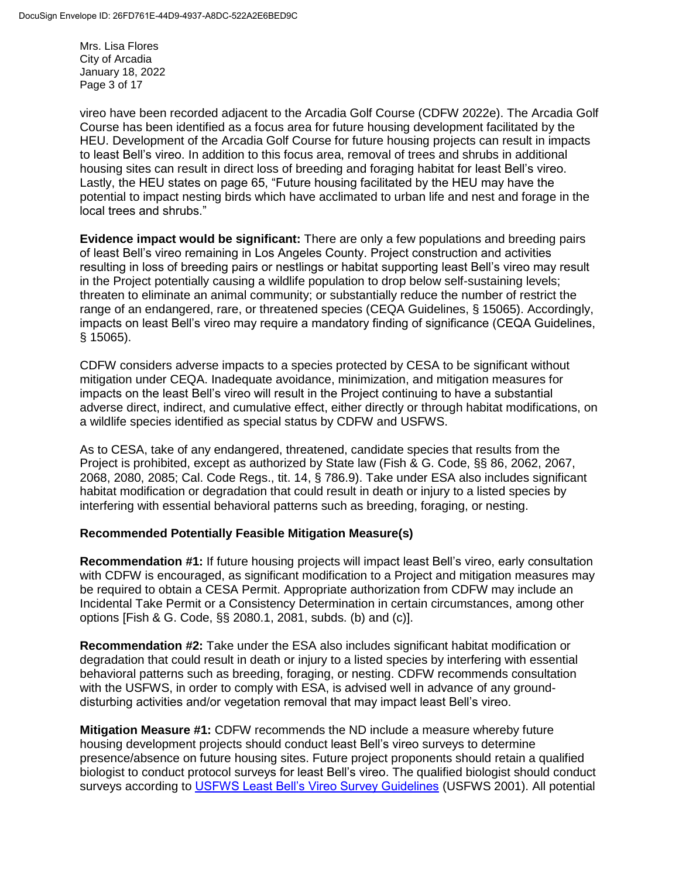vireo have been recorded adjacent to the Arcadia Golf Course (CDFW 2022e). The Arcadia Golf Course has been identified as a focus area for future housing development facilitated by the HEU. Development of the Arcadia Golf Course for future housing projects can result in impacts to least Bell's vireo. In addition to this focus area, removal of trees and shrubs in additional housing sites can result in direct loss of breeding and foraging habitat for least Bell's vireo. Lastly, the HEU states on page 65, "Future housing facilitated by the HEU may have the potential to impact nesting birds which have acclimated to urban life and nest and forage in the local trees and shrubs."

**Evidence impact would be significant:** There are only a few populations and breeding pairs of least Bell's vireo remaining in Los Angeles County. Project construction and activities resulting in loss of breeding pairs or nestlings or habitat supporting least Bell's vireo may result in the Project potentially causing a wildlife population to drop below self-sustaining levels; threaten to eliminate an animal community; or substantially reduce the number of restrict the range of an endangered, rare, or threatened species (CEQA Guidelines, § 15065). Accordingly, impacts on least Bell's vireo may require a mandatory finding of significance (CEQA Guidelines, § 15065).

CDFW considers adverse impacts to a species protected by CESA to be significant without mitigation under CEQA. Inadequate avoidance, minimization, and mitigation measures for impacts on the least Bell's vireo will result in the Project continuing to have a substantial adverse direct, indirect, and cumulative effect, either directly or through habitat modifications, on a wildlife species identified as special status by CDFW and USFWS.

As to CESA, take of any endangered, threatened, candidate species that results from the Project is prohibited, except as authorized by State law (Fish & G. Code, §§ 86, 2062, 2067, 2068, 2080, 2085; Cal. Code Regs., tit. 14, § 786.9). Take under ESA also includes significant habitat modification or degradation that could result in death or injury to a listed species by interfering with essential behavioral patterns such as breeding, foraging, or nesting.

**Recommended Potentially Feasible Mitigation Measure(s)**

**Recommendation #1:** If future housing projects will impact least Bell's vireo, early consultation with CDFW is encouraged, as significant modification to a Project and mitigation measures may be required to obtain a CESA Permit. Appropriate authorization from CDFW may include an Incidental Take Permit or a Consistency Determination in certain circumstances, among other options [Fish & G. Code, §§ 2080.1, 2081, subds. (b) and (c)].

**Recommendation #2:** Take under the ESA also includes significant habitat modification or degradation that could result in death or injury to a listed species by interfering with essential behavioral patterns such as breeding, foraging, or nesting. CDFW recommends consultation with the USFWS, in order to comply with ESA, is advised well in advance of any ground-disturbing activities and/or vegetation removal that may impact least Bell's vireo.

**Mitigation Measure #1:** CDFW recommends the ND include a measure whereby future housing development projects should conduct least Bell's vireo surveys to determine presence/absence on future housing sites. Future project proponents should retain a qualified biologist to conduct protocol surveys for least Bell's vireo. The qualified biologist should conduct surveys according to USFWS Least Bell's Vireo Survey Guidelines (USFWS 2001). All potential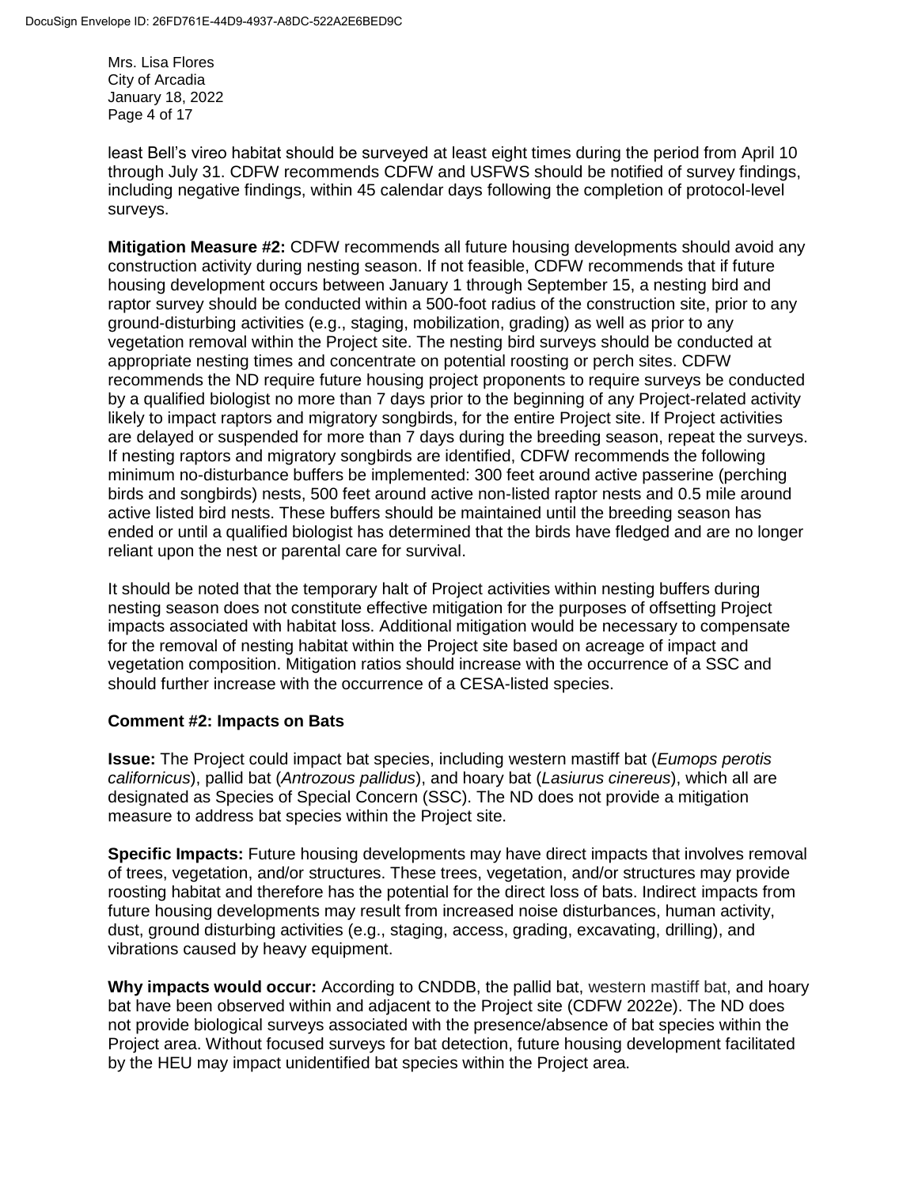least Bell's vireo habitat should be surveyed at least eight times during the period from April 10 through July 31. CDFW recommends CDFW and USFWS should be notified of survey findings, including negative findings, within 45 calendar days following the completion of protocol-level surveys.

**Mitigation Measure #2:** CDFW recommends all future housing developments should avoid any construction activity during nesting season. If not feasible, CDFW recommends that if future housing development occurs between January 1 through September 15, a nesting bird and raptor survey should be conducted within a 500-foot radius of the construction site, prior to any ground-disturbing activities (e.g., staging, mobilization, grading) as well as prior to any vegetation removal within the Project site. The nesting bird surveys should be conducted at appropriate nesting times and concentrate on potential roosting or perch sites. CDFW recommends the ND require future housing project proponents to require surveys be conducted by a qualified biologist no more than 7 days prior to the beginning of any Project-related activity likely to impact raptors and migratory songbirds, for the entire Project site. If Project activities are delayed or suspended for more than 7 days during the breeding season, repeat the surveys. If nesting raptors and migratory songbirds are identified, CDFW recommends the following minimum no-disturbance buffers be implemented: 300 feet around active passerine (perching birds and songbirds) nests, 500 feet around active non-listed raptor nests and 0.5 mile around active listed bird nests. These buffers should be maintained until the breeding season has ended or until a qualified biologist has determined that the birds have fledged and are no longer reliant upon the nest or parental care for survival.

It should be noted that the temporary halt of Project activities within nesting buffers during nesting season does not constitute effective mitigation for the purposes of offsetting Project impacts associated with habitat loss. Additional mitigation would be necessary to compensate for the removal of nesting habitat within the Project site based on acreage of impact and vegetation composition. Mitigation ratios should increase with the occurrence of a SSC and should further increase with the occurrence of a CESA-listed species.

**Comment #2: Impacts on Bats**

**Issue:** The Project could impact bat species, including western mastiff bat (*Eumops perotis californicus*), pallid bat (*Antrozous pallidus*), and hoary bat (*Lasiurus cinereus*), which all are designated as Species of Special Concern (SSC). The ND does not provide a mitigation measure to address bat species within the Project site.

**Specific Impacts:** Future housing developments may have direct impacts that involves removal of trees, vegetation, and/or structures. These trees, vegetation, and/or structures may provide roosting habitat and therefore has the potential for the direct loss of bats. Indirect impacts from future housing developments may result from increased noise disturbances, human activity, dust, ground disturbing activities (e.g., staging, access, grading, excavating, drilling), and vibrations caused by heavy equipment.

**Why impacts would occur:** According to CNDDB, the pallid bat, western mastiff bat, and hoary bat have been observed within and adjacent to the Project site (CDFW 2022e). The ND does not provide biological surveys associated with the presence/absence of bat species within the Project area. Without focused surveys for bat detection, future housing development facilitated by the HEU may impact unidentified bat species within the Project area.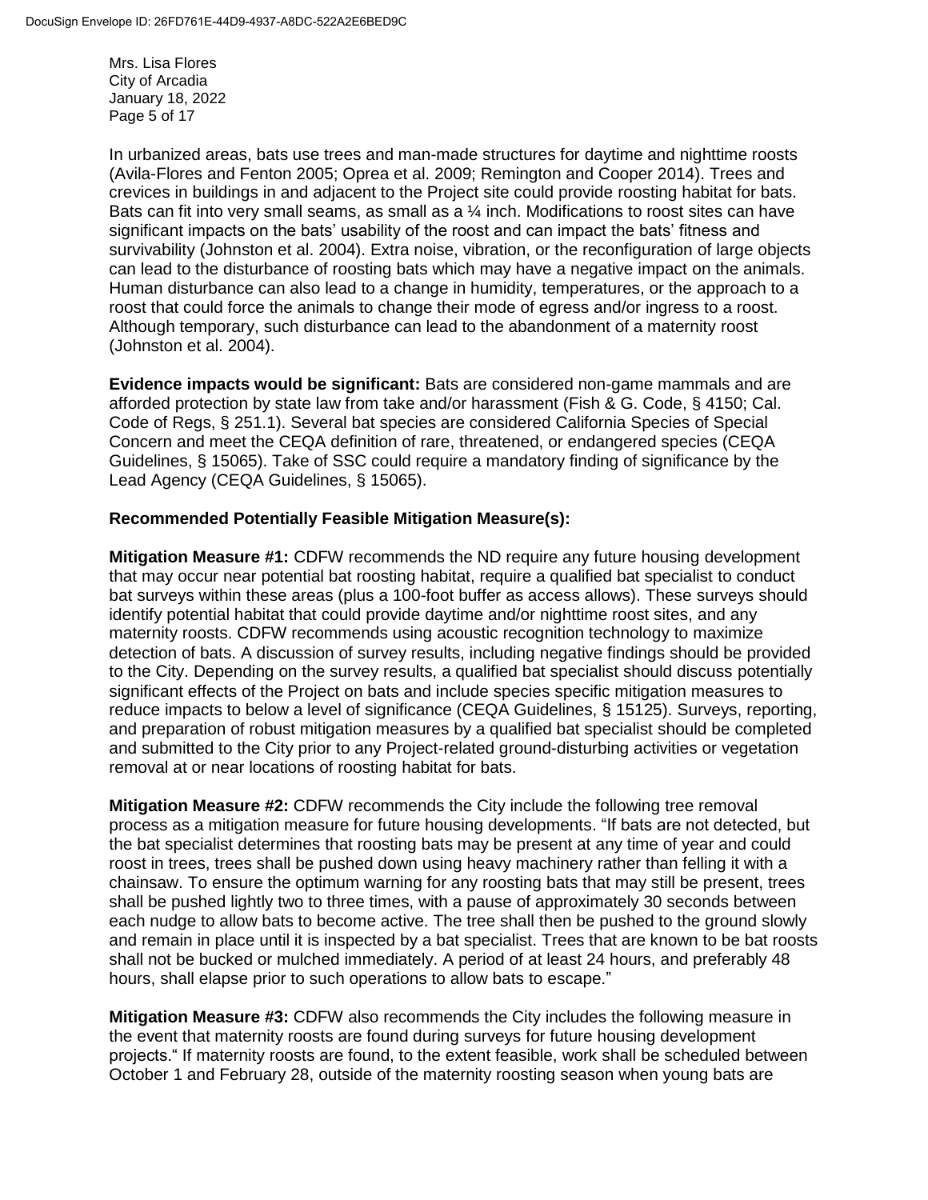In urbanized areas, bats use trees and man-made structures for daytime and nighttime roosts (Avila-Flores and Fenton 2005; Oprea et al. 2009; Remington and Cooper 2014). Trees and crevices in buildings in and adjacent to the Project site could provide roosting habitat for bats. Bats can fit into very small seams, as small as a ¼ inch. Modifications to roost sites can have significant impacts on the bats' usability of the roost and can impact the bats' fitness and survivability (Johnston et al. 2004). Extra noise, vibration, or the reconfiguration of large objects can lead to the disturbance of roosting bats which may have a negative impact on the animals. Human disturbance can also lead to a change in humidity, temperatures, or the approach to a roost that could force the animals to change their mode of egress and/or ingress to a roost. Although temporary, such disturbance can lead to the abandonment of a maternity roost (Johnston et al. 2004).

**Evidence impacts would be significant:** Bats are considered non-game mammals and are afforded protection by state law from take and/or harassment (Fish & G. Code, § 4150; Cal. Code of Regs, § 251.1). Several bat species are considered California Species of Special Concern and meet the CEQA definition of rare, threatened, or endangered species (CEQA Guidelines, § 15065). Take of SSC could require a mandatory finding of significance by the Lead Agency (CEQA Guidelines, § 15065).

**Recommended Potentially Feasible Mitigation Measure(s):**

**Mitigation Measure #1:** CDFW recommends the ND require any future housing development that may occur near potential bat roosting habitat, require a qualified bat specialist to conduct bat surveys within these areas (plus a 100-foot buffer as access allows). These surveys should identify potential habitat that could provide daytime and/or nighttime roost sites, and any maternity roosts. CDFW recommends using acoustic recognition technology to maximize detection of bats. A discussion of survey results, including negative findings should be provided to the City. Depending on the survey results, a qualified bat specialist should discuss potentially significant effects of the Project on bats and include species specific mitigation measures to reduce impacts to below a level of significance (CEQA Guidelines, § 15125). Surveys, reporting, and preparation of robust mitigation measures by a qualified bat specialist should be completed and submitted to the City prior to any Project-related ground-disturbing activities or vegetation removal at or near locations of roosting habitat for bats.

**Mitigation Measure #2:** CDFW recommends the City include the following tree removal process as a mitigation measure for future housing developments. "If bats are not detected, but the bat specialist determines that roosting bats may be present at any time of year and could roost in trees, trees shall be pushed down using heavy machinery rather than felling it with a chainsaw. To ensure the optimum warning for any roosting bats that may still be present, trees shall be pushed lightly two to three times, with a pause of approximately 30 seconds between each nudge to allow bats to become active. The tree shall then be pushed to the ground slowly and remain in place until it is inspected by a bat specialist. Trees that are known to be bat roosts shall not be bucked or mulched immediately. A period of at least 24 hours, and preferably 48 hours, shall elapse prior to such operations to allow bats to escape."

**Mitigation Measure #3:** CDFW also recommends the City includes the following measure in the event that maternity roosts are found during surveys for future housing development projects." If maternity roosts are found, to the extent feasible, work shall be scheduled between October 1 and February 28, outside of the maternity roosting season when young bats are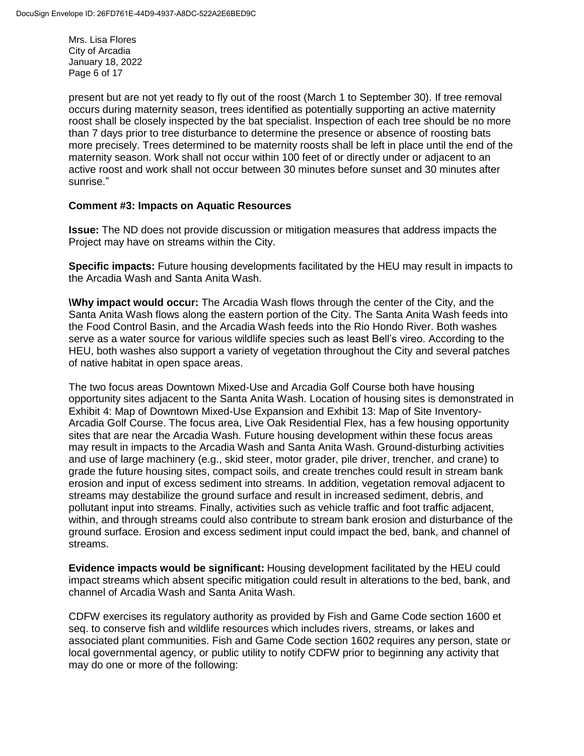present but are not yet ready to fly out of the roost (March 1 to September 30). If tree removal occurs during maternity season, trees identified as potentially supporting an active maternity roost shall be closely inspected by the bat specialist. Inspection of each tree should be no more than 7 days prior to tree disturbance to determine the presence or absence of roosting bats more precisely. Trees determined to be maternity roosts shall be left in place until the end of the maternity season. Work shall not occur within 100 feet of or directly under or adjacent to an active roost and work shall not occur between 30 minutes before sunset and 30 minutes after sunrise."

**Comment #3: Impacts on Aquatic Resources**

**Issue:** The ND does not provide discussion or mitigation measures that address impacts the Project may have on streams within the City.

**Specific impacts:** Future housing developments facilitated by the HEU may result in impacts to the Arcadia Wash and Santa Anita Wash.

**\Why impact would occur:** The Arcadia Wash flows through the center of the City, and the Santa Anita Wash flows along the eastern portion of the City. The Santa Anita Wash feeds into the Food Control Basin, and the Arcadia Wash feeds into the Rio Hondo River. Both washes serve as a water source for various wildlife species such as least Bell's vireo. According to the HEU, both washes also support a variety of vegetation throughout the City and several patches of native habitat in open space areas.

The two focus areas Downtown Mixed-Use and Arcadia Golf Course both have housing opportunity sites adjacent to the Santa Anita Wash. Location of housing sites is demonstrated in Exhibit 4: Map of Downtown Mixed-Use Expansion and Exhibit 13: Map of Site Inventory-Arcadia Golf Course. The focus area, Live Oak Residential Flex, has a few housing opportunity sites that are near the Arcadia Wash. Future housing development within these focus areas may result in impacts to the Arcadia Wash and Santa Anita Wash. Ground-disturbing activities and use of large machinery (e.g., skid steer, motor grader, pile driver, trencher, and crane) to grade the future housing sites, compact soils, and create trenches could result in stream bank erosion and input of excess sediment into streams. In addition, vegetation removal adjacent to streams may destabilize the ground surface and result in increased sediment, debris, and pollutant input into streams. Finally, activities such as vehicle traffic and foot traffic adjacent, within, and through streams could also contribute to stream bank erosion and disturbance of the ground surface. Erosion and excess sediment input could impact the bed, bank, and channel of streams.

**Evidence impacts would be significant:** Housing development facilitated by the HEU could impact streams which absent specific mitigation could result in alterations to the bed, bank, and channel of Arcadia Wash and Santa Anita Wash.

CDFW exercises its regulatory authority as provided by Fish and Game Code section 1600 et seq. to conserve fish and wildlife resources which includes rivers, streams, or lakes and associated plant communities. Fish and Game Code section 1602 requires any person, state or local governmental agency, or public utility to notify CDFW prior to beginning any activity that may do one or more of the following: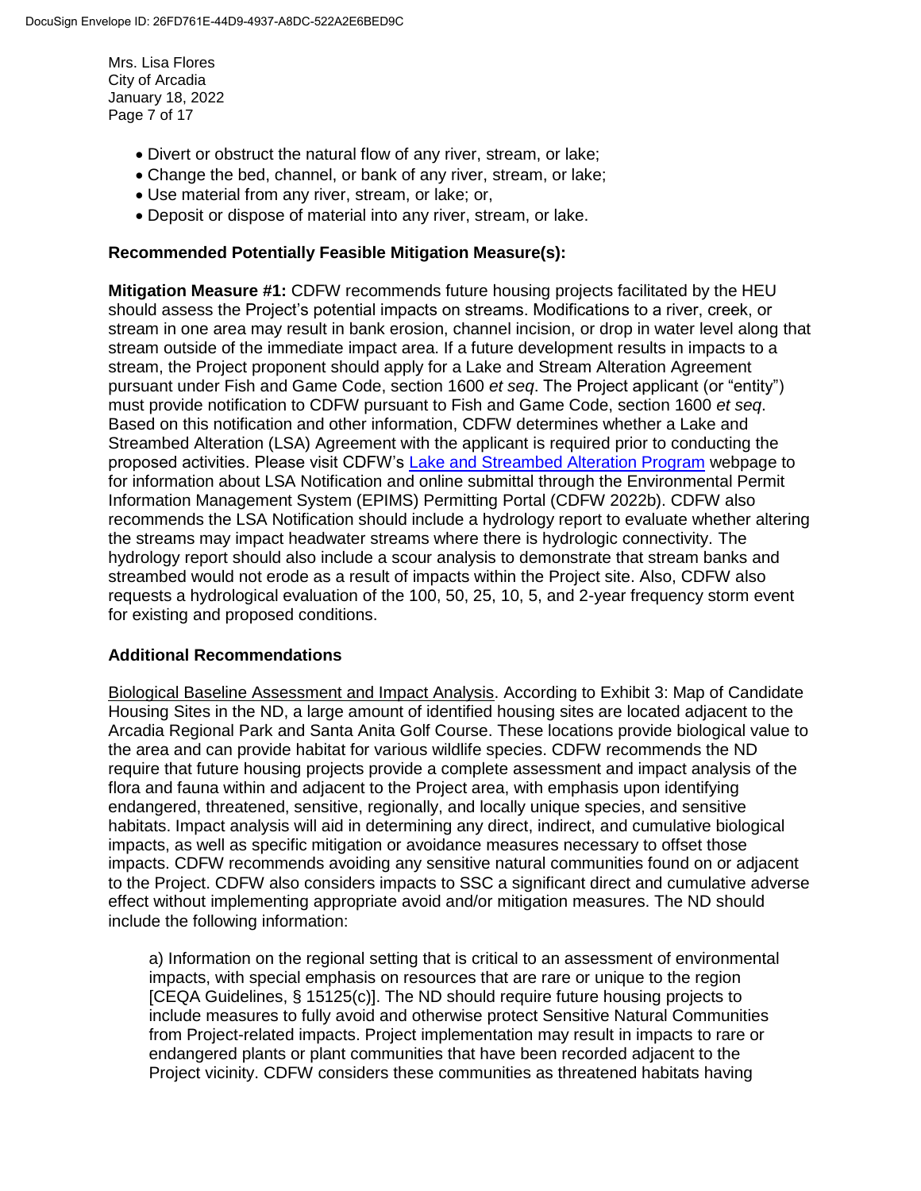- Divert or obstruct the natural flow of any river, stream, or lake;
- Change the bed, channel, or bank of any river, stream, or lake;
- Use material from any river, stream, or lake; or,
- Deposit or dispose of material into any river, stream, or lake.

**Recommended Potentially Feasible Mitigation Measure(s):**

**Mitigation Measure #1:** CDFW recommends future housing projects facilitated by the HEU should assess the Project's potential impacts on streams. Modifications to a river, creek, or stream in one area may result in bank erosion, channel incision, or drop in water level along that stream outside of the immediate impact area. If a future development results in impacts to a stream, the Project proponent should apply for a Lake and Stream Alteration Agreement pursuant under Fish and Game Code, section 1600 *et seq*. The Project applicant (or "entity") must provide notification to CDFW pursuant to Fish and Game Code, section 1600 *et seq*. Based on this notification and other information, CDFW determines whether a Lake and Streambed Alteration (LSA) Agreement with the applicant is required prior to conducting the proposed activities. Please visit CDFW's Lake and Streambed Alteration Program webpage to for information about LSA Notification and online submittal through the Environmental Permit Information Management System (EPIMS) Permitting Portal (CDFW 2022b). CDFW also recommends the LSA Notification should include a hydrology report to evaluate whether altering the streams may impact headwater streams where there is hydrologic connectivity. The hydrology report should also include a scour analysis to demonstrate that stream banks and streambed would not erode as a result of impacts within the Project site. Also, CDFW also requests a hydrological evaluation of the 100, 50, 25, 10, 5, and 2-year frequency storm event for existing and proposed conditions.

**Additional Recommendations**

Biological Baseline Assessment and Impact Analysis. According to Exhibit 3: Map of Candidate Housing Sites in the ND, a large amount of identified housing sites are located adjacent to the Arcadia Regional Park and Santa Anita Golf Course. These locations provide biological value to the area and can provide habitat for various wildlife species. CDFW recommends the ND require that future housing projects provide a complete assessment and impact analysis of the flora and fauna within and adjacent to the Project area, with emphasis upon identifying endangered, threatened, sensitive, regionally, and locally unique species, and sensitive habitats. Impact analysis will aid in determining any direct, indirect, and cumulative biological impacts, as well as specific mitigation or avoidance measures necessary to offset those impacts. CDFW recommends avoiding any sensitive natural communities found on or adjacent to the Project. CDFW also considers impacts to SSC a significant direct and cumulative adverse effect without implementing appropriate avoid and/or mitigation measures. The ND should include the following information:

a) Information on the regional setting that is critical to an assessment of environmental impacts, with special emphasis on resources that are rare or unique to the region [CEQA Guidelines, § 15125(c)]. The ND should require future housing projects to include measures to fully avoid and otherwise protect Sensitive Natural Communities from Project-related impacts. Project implementation may result in impacts to rare or endangered plants or plant communities that have been recorded adjacent to the Project vicinity. CDFW considers these communities as threatened habitats having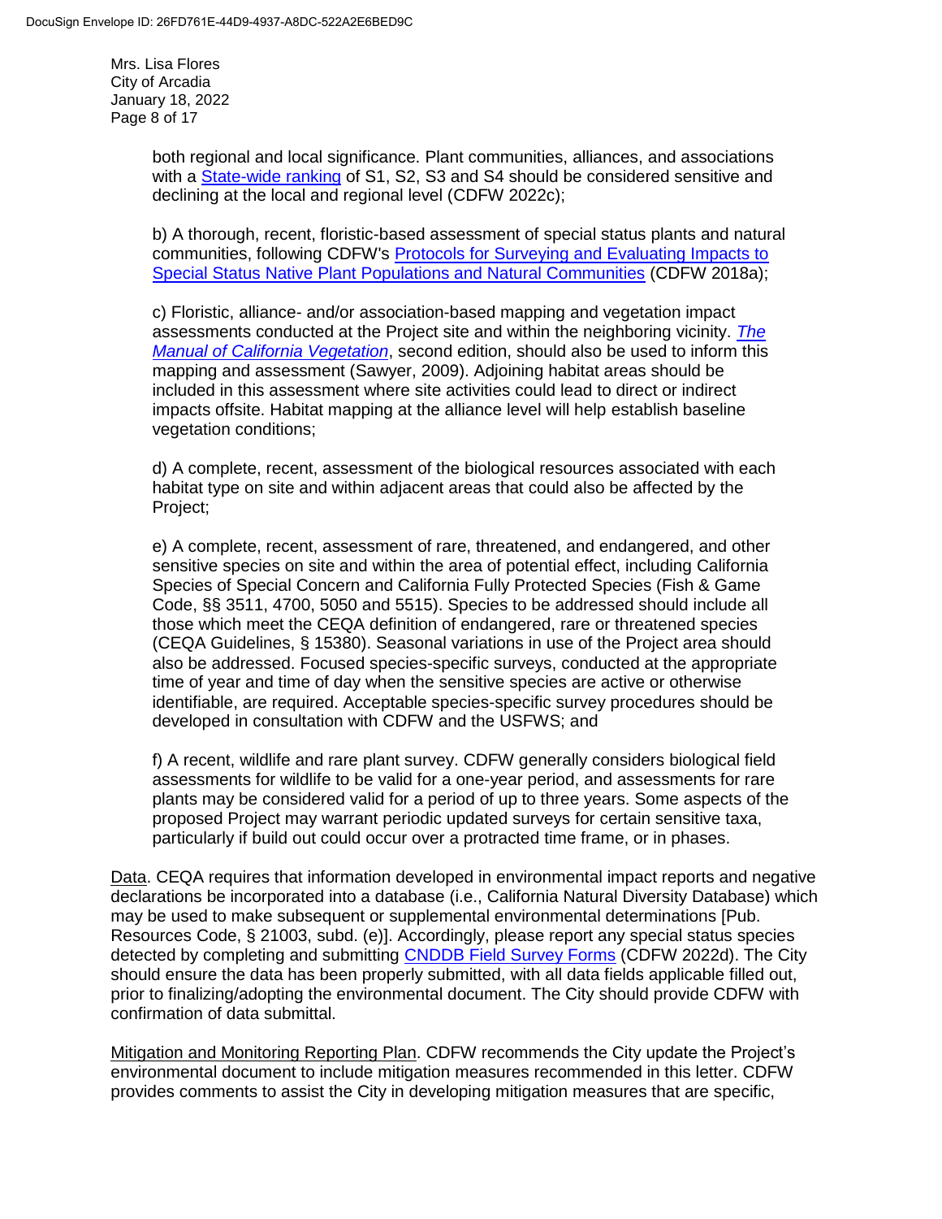both regional and local significance. Plant communities, alliances, and associations with a State-wide ranking of S1, S2, S3 and S4 should be considered sensitive and declining at the local and regional level (CDFW 2022c);

b) A thorough, recent, floristic-based assessment of special status plants and natural communities, following CDFW's Protocols for Surveying and Evaluating Impacts to Special Status Native Plant Populations and Natural Communities (CDFW 2018a);

c) Floristic, alliance- and/or association-based mapping and vegetation impact assessments conducted at the Project site and within the neighboring vicinity. *The Manual of California Vegetation*, second edition, should also be used to inform this mapping and assessment (Sawyer, 2009). Adjoining habitat areas should be included in this assessment where site activities could lead to direct or indirect impacts offsite. Habitat mapping at the alliance level will help establish baseline vegetation conditions;

d) A complete, recent, assessment of the biological resources associated with each habitat type on site and within adjacent areas that could also be affected by the Project;

e) A complete, recent, assessment of rare, threatened, and endangered, and other sensitive species on site and within the area of potential effect, including California Species of Special Concern and California Fully Protected Species (Fish & Game Code, §§ 3511, 4700, 5050 and 5515). Species to be addressed should include all those which meet the CEQA definition of endangered, rare or threatened species (CEQA Guidelines, § 15380). Seasonal variations in use of the Project area should also be addressed. Focused species-specific surveys, conducted at the appropriate time of year and time of day when the sensitive species are active or otherwise identifiable, are required. Acceptable species-specific survey procedures should be developed in consultation with CDFW and the USFWS; and

f) A recent, wildlife and rare plant survey. CDFW generally considers biological field assessments for wildlife to be valid for a one-year period, and assessments for rare plants may be considered valid for a period of up to three years. Some aspects of the proposed Project may warrant periodic updated surveys for certain sensitive taxa, particularly if build out could occur over a protracted time frame, or in phases.

Data. CEQA requires that information developed in environmental impact reports and negative declarations be incorporated into a database (i.e., California Natural Diversity Database) which may be used to make subsequent or supplemental environmental determinations [Pub. Resources Code, § 21003, subd. (e)]. Accordingly, please report any special status species detected by completing and submitting CNDDB Field Survey Forms (CDFW 2022d). The City should ensure the data has been properly submitted, with all data fields applicable filled out, prior to finalizing/adopting the environmental document. The City should provide CDFW with confirmation of data submittal.

Mitigation and Monitoring Reporting Plan. CDFW recommends the City update the Project's environmental document to include mitigation measures recommended in this letter. CDFW provides comments to assist the City in developing mitigation measures that are specific,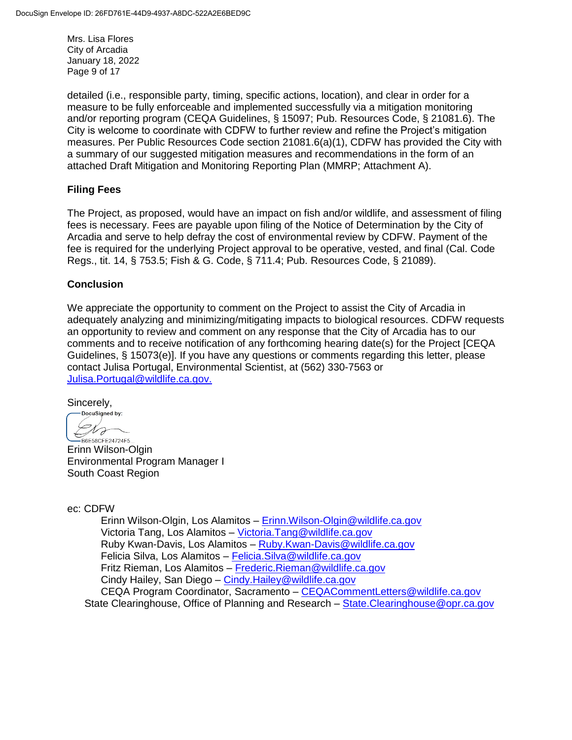detailed (i.e., responsible party, timing, specific actions, location), and clear in order for a measure to be fully enforceable and implemented successfully via a mitigation monitoring and/or reporting program (CEQA Guidelines, § 15097; Pub. Resources Code, § 21081.6). The City is welcome to coordinate with CDFW to further review and refine the Project's mitigation measures. Per Public Resources Code section 21081.6(a)(1), CDFW has provided the City with a summary of our suggested mitigation measures and recommendations in the form of an attached Draft Mitigation and Monitoring Reporting Plan (MMRP; Attachment A).

**Filing Fees**

The Project, as proposed, would have an impact on fish and/or wildlife, and assessment of filing fees is necessary. Fees are payable upon filing of the Notice of Determination by the City of Arcadia and serve to help defray the cost of environmental review by CDFW. Payment of the fee is required for the underlying Project approval to be operative, vested, and final (Cal. Code Regs., tit. 14, § 753.5; Fish & G. Code, § 711.4; Pub. Resources Code, § 21089).

**Conclusion**

We appreciate the opportunity to comment on the Project to assist the City of Arcadia in adequately analyzing and minimizing/mitigating impacts to biological resources. CDFW requests an opportunity to review and comment on any response that the City of Arcadia has to our comments and to receive notification of any forthcoming hearing date(s) for the Project [CEQA Guidelines, § 15073(e)]. If you have any questions or comments regarding this letter, please contact Julisa Portugal, Environmental Scientist, at (562) 330-7563 or Julisa.Portugal@wildlife.ca.gov.

Sincerely,

DocuSigned by:
B6E58CFE24724F5...

Erinn Wilson-Olgin
Environmental Program Manager I
South Coast Region

ec: CDFW

Erinn Wilson-Olgin, Los Alamitos – Erinn.Wilson-Olgin@wildlife.ca.gov
Victoria Tang, Los Alamitos – Victoria.Tang@wildlife.ca.gov
Ruby Kwan-Davis, Los Alamitos – Ruby.Kwan-Davis@wildlife.ca.gov
Felicia Silva, Los Alamitos – Felicia.Silva@wildlife.ca.gov
Fritz Rieman, Los Alamitos – Frederic.Rieman@wildlife.ca.gov
Cindy Hailey, San Diego – Cindy.Hailey@wildlife.ca.gov
CEQA Program Coordinator, Sacramento – CEQACommentLetters@wildlife.ca.gov

State Clearinghouse, Office of Planning and Research – State.Clearinghouse@opr.ca.gov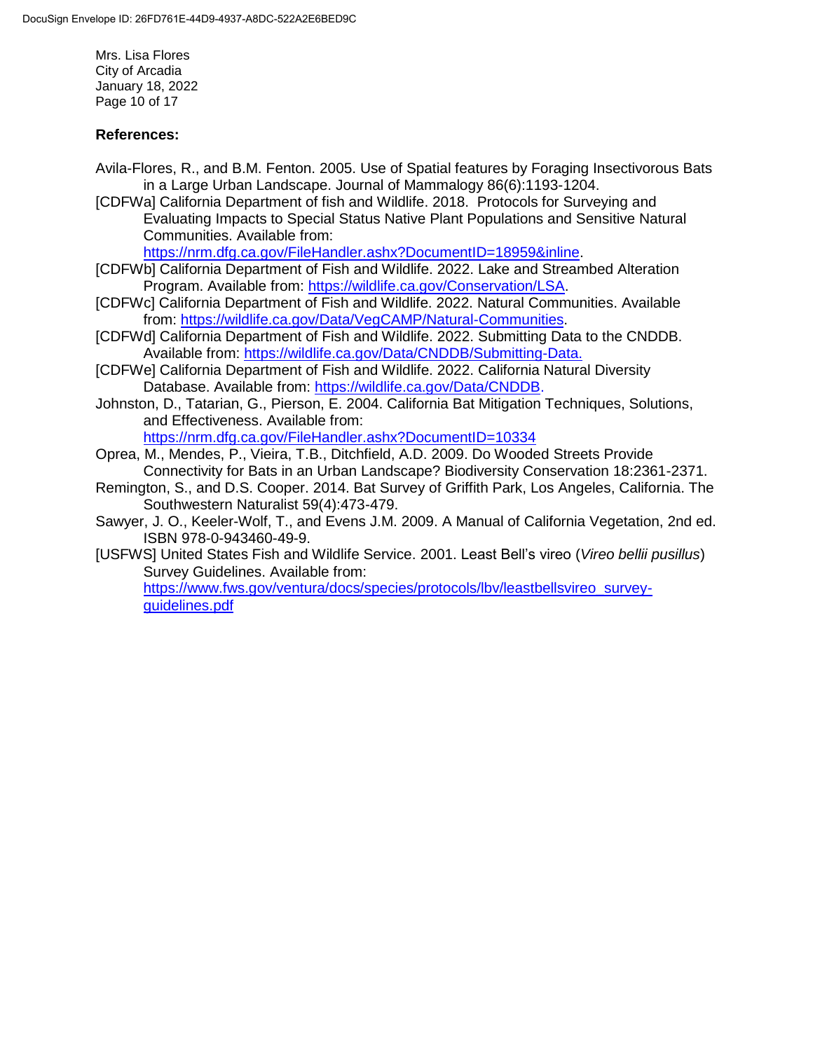**References:**

Avila-Flores, R., and B.M. Fenton. 2005. Use of Spatial features by Foraging Insectivorous Bats in a Large Urban Landscape. Journal of Mammalogy 86(6):1193-1204.

[CDFWa] California Department of fish and Wildlife. 2018. Protocols for Surveying and Evaluating Impacts to Special Status Native Plant Populations and Sensitive Natural Communities. Available from: https://nrm.dfg.ca.gov/FileHandler.ashx?DocumentID=18959&inline.

[CDFWb] California Department of Fish and Wildlife. 2022. Lake and Streambed Alteration Program. Available from: https://wildlife.ca.gov/Conservation/LSA.

[CDFWc] California Department of Fish and Wildlife. 2022. Natural Communities. Available from: https://wildlife.ca.gov/Data/VegCAMP/Natural-Communities.

[CDFWd] California Department of Fish and Wildlife. 2022. Submitting Data to the CNDDB. Available from: https://wildlife.ca.gov/Data/CNDDB/Submitting-Data.

[CDFWe] California Department of Fish and Wildlife. 2022. California Natural Diversity Database. Available from: https://wildlife.ca.gov/Data/CNDDB.

Johnston, D., Tatarian, G., Pierson, E. 2004. California Bat Mitigation Techniques, Solutions, and Effectiveness. Available from: https://nrm.dfg.ca.gov/FileHandler.ashx?DocumentID=10334

Oprea, M., Mendes, P., Vieira, T.B., Ditchfield, A.D. 2009. Do Wooded Streets Provide Connectivity for Bats in an Urban Landscape? Biodiversity Conservation 18:2361-2371.

Remington, S., and D.S. Cooper. 2014. Bat Survey of Griffith Park, Los Angeles, California. The Southwestern Naturalist 59(4):473-479.

Sawyer, J. O., Keeler-Wolf, T., and Evens J.M. 2009. A Manual of California Vegetation, 2nd ed. ISBN 978-0-943460-49-9.

[USFWS] United States Fish and Wildlife Service. 2001. Least Bell's vireo (*Vireo bellii pusillus*) Survey Guidelines. Available from: https://www.fws.gov/ventura/docs/species/protocols/lbv/leastbellsvireo_survey-guidelines.pdf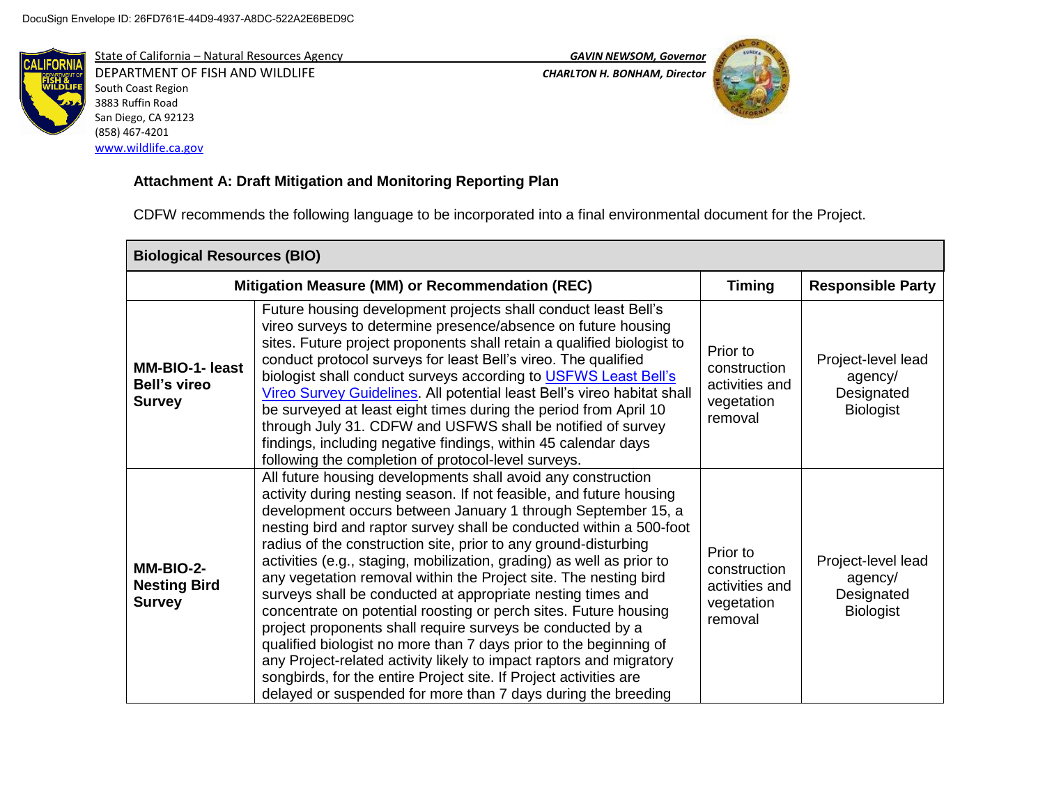DocuSign Envelope ID: 26FD761E-44D9-4937-A8DC-522A2E6BED9C

State of California – Natural Resources Agency
DEPARTMENT OF FISH AND WILDLIFE
South Coast Region
3883 Ruffin Road
San Diego, CA 92123
(858) 467-4201
www.wildlife.ca.gov

*GAVIN NEWSOM, Governor*
*CHARLTON H. BONHAM, Director*

**Attachment A: Draft Mitigation and Monitoring Reporting Plan**

CDFW recommends the following language to be incorporated into a final environmental document for the Project.

| **Biological Resources (BIO)** | | | |
|---|---|---|---|
| **Mitigation Measure (MM) or Recommendation (REC)** | | **Timing** | **Responsible Party** |
| **MM-BIO-1- least Bell's vireo Survey** | Future housing development projects shall conduct least Bell's vireo surveys to determine presence/absence on future housing sites. Future project proponents shall retain a qualified biologist to conduct protocol surveys for least Bell's vireo. The qualified biologist shall conduct surveys according to [USFWS Least Bell's Vireo Survey Guidelines]. All potential least Bell's vireo habitat shall be surveyed at least eight times during the period from April 10 through July 31. CDFW and USFWS shall be notified of survey findings, including negative findings, within 45 calendar days following the completion of protocol-level surveys. | Prior to construction activities and vegetation removal | Project-level lead agency/ Designated Biologist |
| **MM-BIO-2- Nesting Bird Survey** | All future housing developments shall avoid any construction activity during nesting season. If not feasible, and future housing development occurs between January 1 through September 15, a nesting bird and raptor survey shall be conducted within a 500-foot radius of the construction site, prior to any ground-disturbing activities (e.g., staging, mobilization, grading) as well as prior to any vegetation removal within the Project site. The nesting bird surveys shall be conducted at appropriate nesting times and concentrate on potential roosting or perch sites. Future housing project proponents shall require surveys be conducted by a qualified biologist no more than 7 days prior to the beginning of any Project-related activity likely to impact raptors and migratory songbirds, for the entire Project site. If Project activities are delayed or suspended for more than 7 days during the breeding | Prior to construction activities and vegetation removal | Project-level lead agency/ Designated Biologist |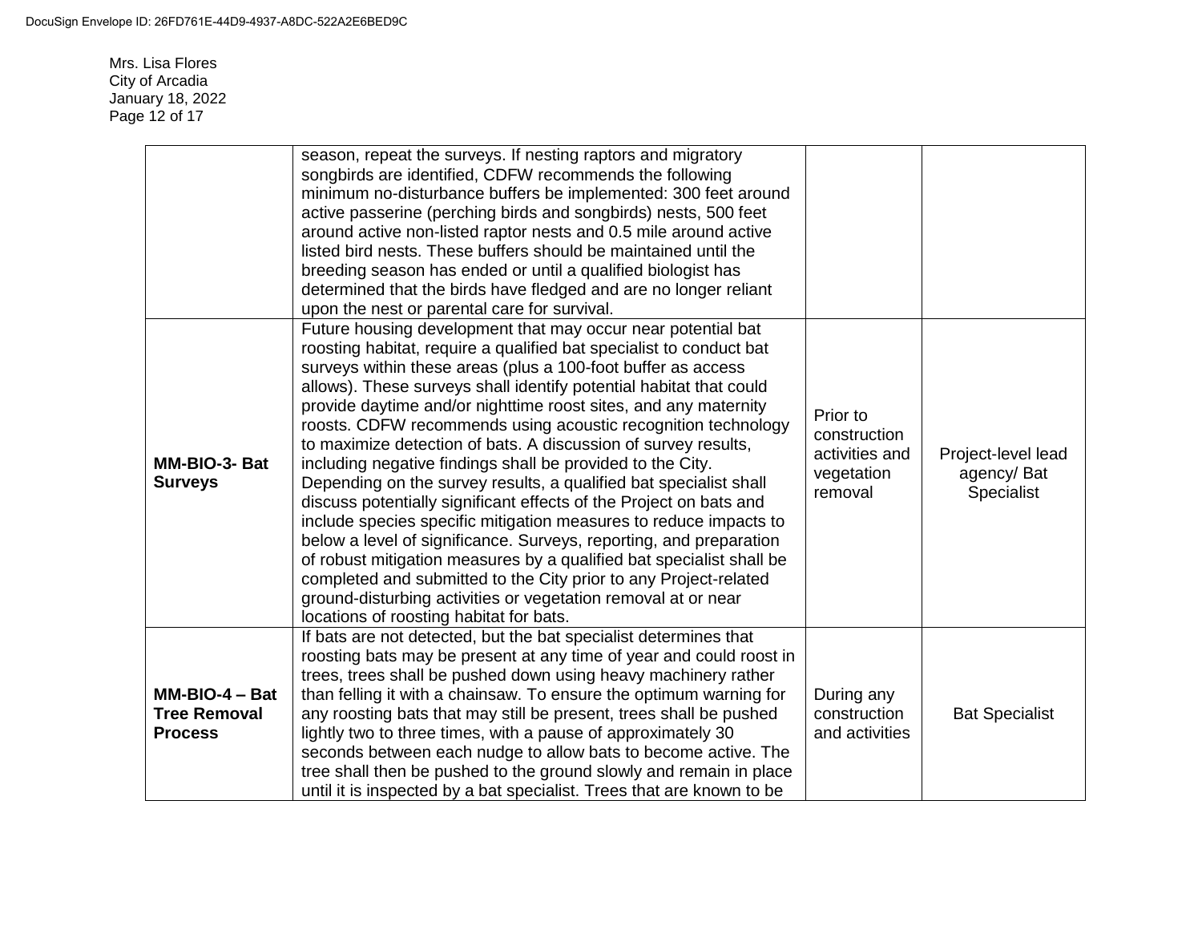|  |  |  |  |
|---|---|---|---|
|  | season, repeat the surveys. If nesting raptors and migratory songbirds are identified, CDFW recommends the following minimum no-disturbance buffers be implemented: 300 feet around active passerine (perching birds and songbirds) nests, 500 feet around active non-listed raptor nests and 0.5 mile around active listed bird nests. These buffers should be maintained until the breeding season has ended or until a qualified biologist has determined that the birds have fledged and are no longer reliant upon the nest or parental care for survival. |  |  |
| **MM-BIO-3- Bat Surveys** | Future housing development that may occur near potential bat roosting habitat, require a qualified bat specialist to conduct bat surveys within these areas (plus a 100-foot buffer as access allows). These surveys shall identify potential habitat that could provide daytime and/or nighttime roost sites, and any maternity roosts. CDFW recommends using acoustic recognition technology to maximize detection of bats. A discussion of survey results, including negative findings shall be provided to the City. Depending on the survey results, a qualified bat specialist shall discuss potentially significant effects of the Project on bats and include species specific mitigation measures to reduce impacts to below a level of significance. Surveys, reporting, and preparation of robust mitigation measures by a qualified bat specialist shall be completed and submitted to the City prior to any Project-related ground-disturbing activities or vegetation removal at or near locations of roosting habitat for bats. | Prior to construction activities and vegetation removal | Project-level lead agency/ Bat Specialist |
| **MM-BIO-4 – Bat Tree Removal Process** | If bats are not detected, but the bat specialist determines that roosting bats may be present at any time of year and could roost in trees, trees shall be pushed down using heavy machinery rather than felling it with a chainsaw. To ensure the optimum warning for any roosting bats that may still be present, trees shall be pushed lightly two to three times, with a pause of approximately 30 seconds between each nudge to allow bats to become active. The tree shall then be pushed to the ground slowly and remain in place until it is inspected by a bat specialist. Trees that are known to be | During any construction and activities | Bat Specialist |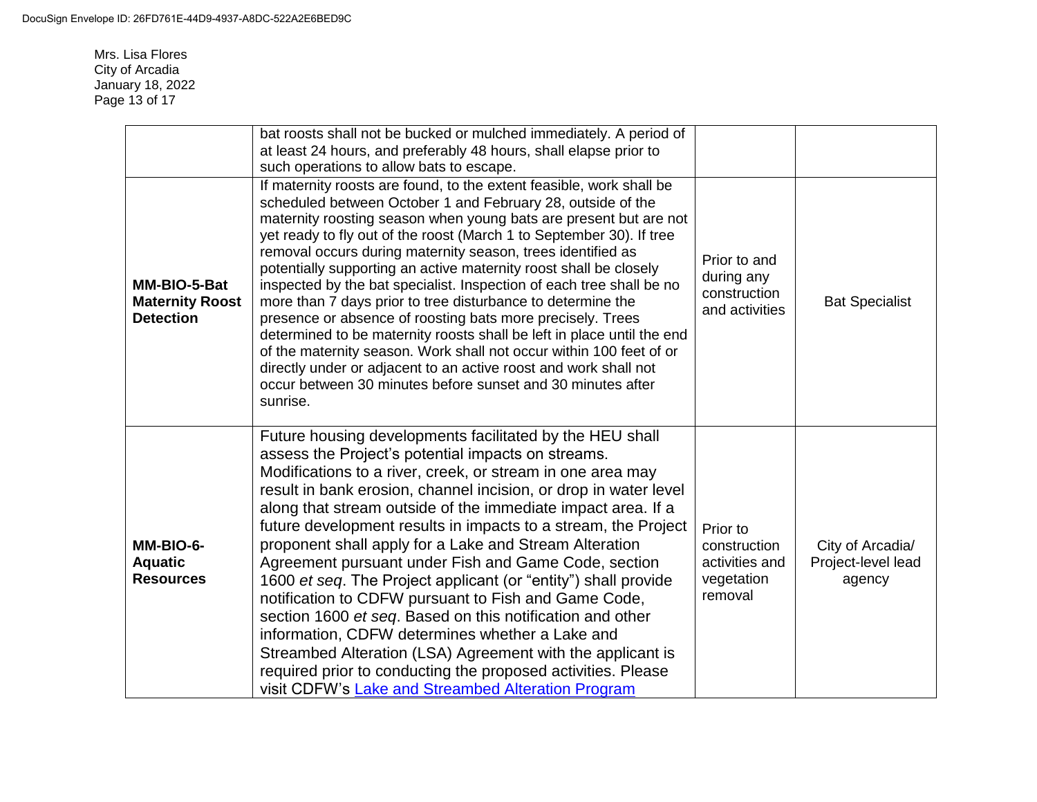Mrs. Lisa Flores
City of Arcadia
January 18, 2022

| | | | |
|---|---|---|---|
| | bat roosts shall not be bucked or mulched immediately. A period of at least 24 hours, and preferably 48 hours, shall elapse prior to such operations to allow bats to escape. | | |
| **MM-BIO-5-Bat Maternity Roost Detection** | If maternity roosts are found, to the extent feasible, work shall be scheduled between October 1 and February 28, outside of the maternity roosting season when young bats are present but are not yet ready to fly out of the roost (March 1 to September 30). If tree removal occurs during maternity season, trees identified as potentially supporting an active maternity roost shall be closely inspected by the bat specialist. Inspection of each tree shall be no more than 7 days prior to tree disturbance to determine the presence or absence of roosting bats more precisely. Trees determined to be maternity roosts shall be left in place until the end of the maternity season. Work shall not occur within 100 feet of or directly under or adjacent to an active roost and work shall not occur between 30 minutes before sunset and 30 minutes after sunrise. | Prior to and during any construction and activities | Bat Specialist |
| **MM-BIO-6-Aquatic Resources** | Future housing developments facilitated by the HEU shall assess the Project's potential impacts on streams. Modifications to a river, creek, or stream in one area may result in bank erosion, channel incision, or drop in water level along that stream outside of the immediate impact area. If a future development results in impacts to a stream, the Project proponent shall apply for a Lake and Stream Alteration Agreement pursuant under Fish and Game Code, section 1600 *et seq*. The Project applicant (or "entity") shall provide notification to CDFW pursuant to Fish and Game Code, section 1600 *et seq*. Based on this notification and other information, CDFW determines whether a Lake and Streambed Alteration (LSA) Agreement with the applicant is required prior to conducting the proposed activities. Please visit CDFW's [Lake and Streambed Alteration Program](#) | Prior to construction activities and vegetation removal | City of Arcadia/ Project-level lead agency |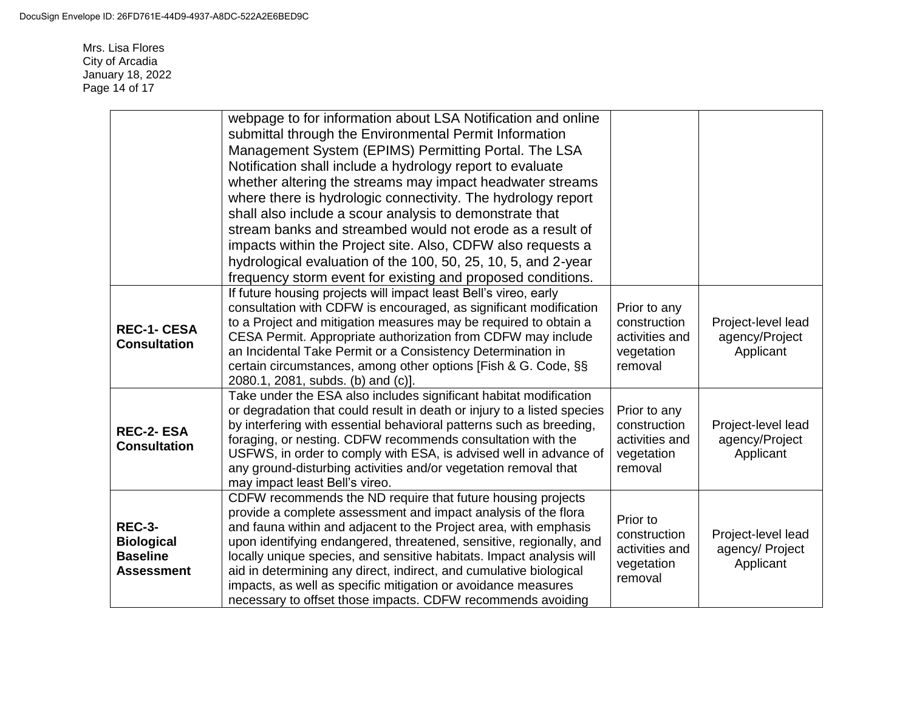| | | | |
|---|---|---|---|
| | webpage to for information about LSA Notification and online submittal through the Environmental Permit Information Management System (EPIMS) Permitting Portal. The LSA Notification shall include a hydrology report to evaluate whether altering the streams may impact headwater streams where there is hydrologic connectivity. The hydrology report shall also include a scour analysis to demonstrate that stream banks and streambed would not erode as a result of impacts within the Project site. Also, CDFW also requests a hydrological evaluation of the 100, 50, 25, 10, 5, and 2-year frequency storm event for existing and proposed conditions. | | |
| **REC-1- CESA Consultation** | If future housing projects will impact least Bell's vireo, early consultation with CDFW is encouraged, as significant modification to a Project and mitigation measures may be required to obtain a CESA Permit. Appropriate authorization from CDFW may include an Incidental Take Permit or a Consistency Determination in certain circumstances, among other options [Fish & G. Code, §§ 2080.1, 2081, subds. (b) and (c)]. | Prior to any construction activities and vegetation removal | Project-level lead agency/Project Applicant |
| **REC-2- ESA Consultation** | Take under the ESA also includes significant habitat modification or degradation that could result in death or injury to a listed species by interfering with essential behavioral patterns such as breeding, foraging, or nesting. CDFW recommends consultation with the USFWS, in order to comply with ESA, is advised well in advance of any ground-disturbing activities and/or vegetation removal that may impact least Bell's vireo. | Prior to any construction activities and vegetation removal | Project-level lead agency/Project Applicant |
| **REC-3- Biological Baseline Assessment** | CDFW recommends the ND require that future housing projects provide a complete assessment and impact analysis of the flora and fauna within and adjacent to the Project area, with emphasis upon identifying endangered, threatened, sensitive, regionally, and locally unique species, and sensitive habitats. Impact analysis will aid in determining any direct, indirect, and cumulative biological impacts, as well as specific mitigation or avoidance measures necessary to offset those impacts. CDFW recommends avoiding | Prior to construction activities and vegetation removal | Project-level lead agency/ Project Applicant |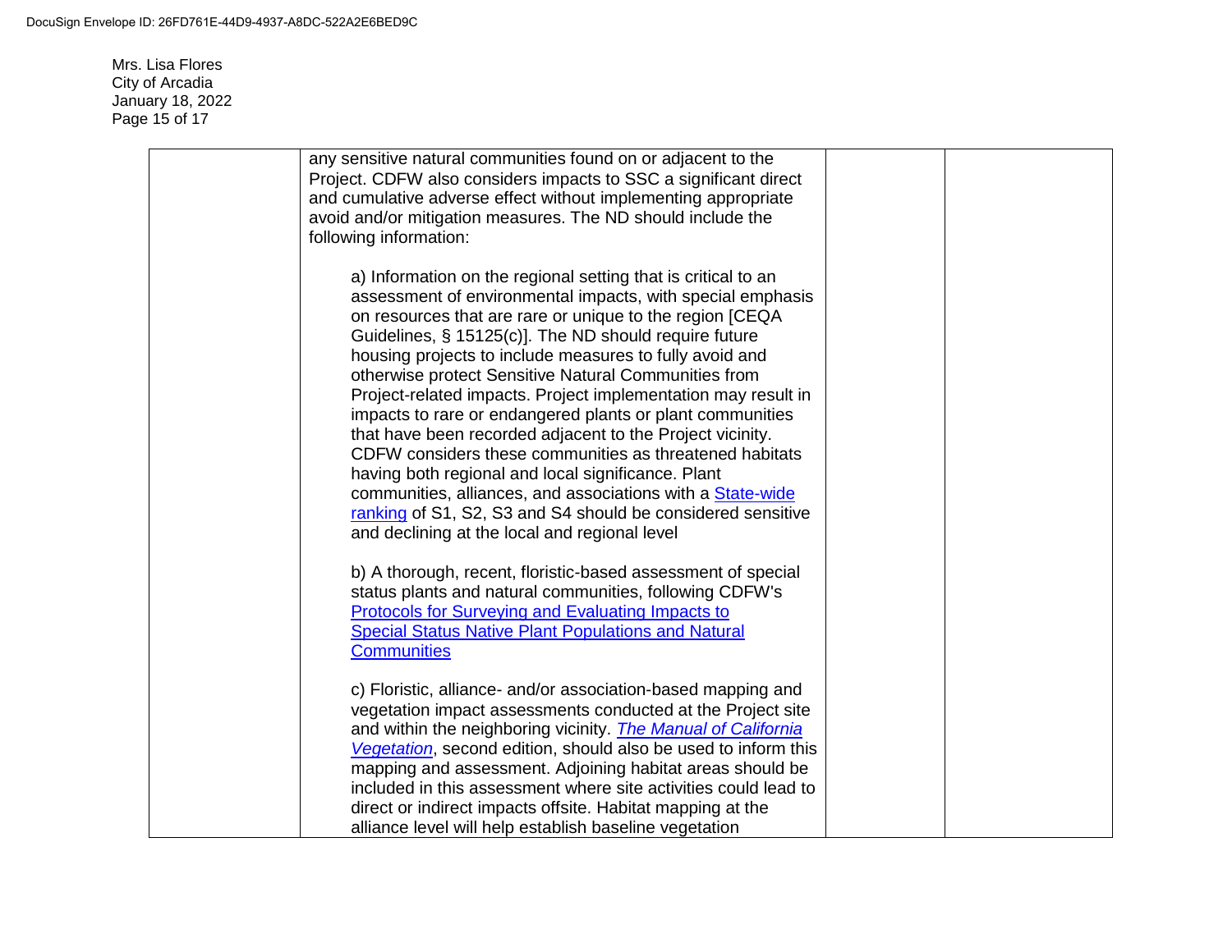| | | | |
|---|---|---|---|
| | any sensitive natural communities found on or adjacent to the Project. CDFW also considers impacts to SSC a significant direct and cumulative adverse effect without implementing appropriate avoid and/or mitigation measures. The ND should include the following information:<br><br>a) Information on the regional setting that is critical to an assessment of environmental impacts, with special emphasis on resources that are rare or unique to the region [CEQA Guidelines, § 15125(c)]. The ND should require future housing projects to include measures to fully avoid and otherwise protect Sensitive Natural Communities from Project-related impacts. Project implementation may result in impacts to rare or endangered plants or plant communities that have been recorded adjacent to the Project vicinity. CDFW considers these communities as threatened habitats having both regional and local significance. Plant communities, alliances, and associations with a State-wide ranking of S1, S2, S3 and S4 should be considered sensitive and declining at the local and regional level<br><br>b) A thorough, recent, floristic-based assessment of special status plants and natural communities, following CDFW's Protocols for Surveying and Evaluating Impacts to Special Status Native Plant Populations and Natural Communities<br><br>c) Floristic, alliance- and/or association-based mapping and vegetation impact assessments conducted at the Project site and within the neighboring vicinity. *The Manual of California Vegetation*, second edition, should also be used to inform this mapping and assessment. Adjoining habitat areas should be included in this assessment where site activities could lead to direct or indirect impacts offsite. Habitat mapping at the alliance level will help establish baseline vegetation | | |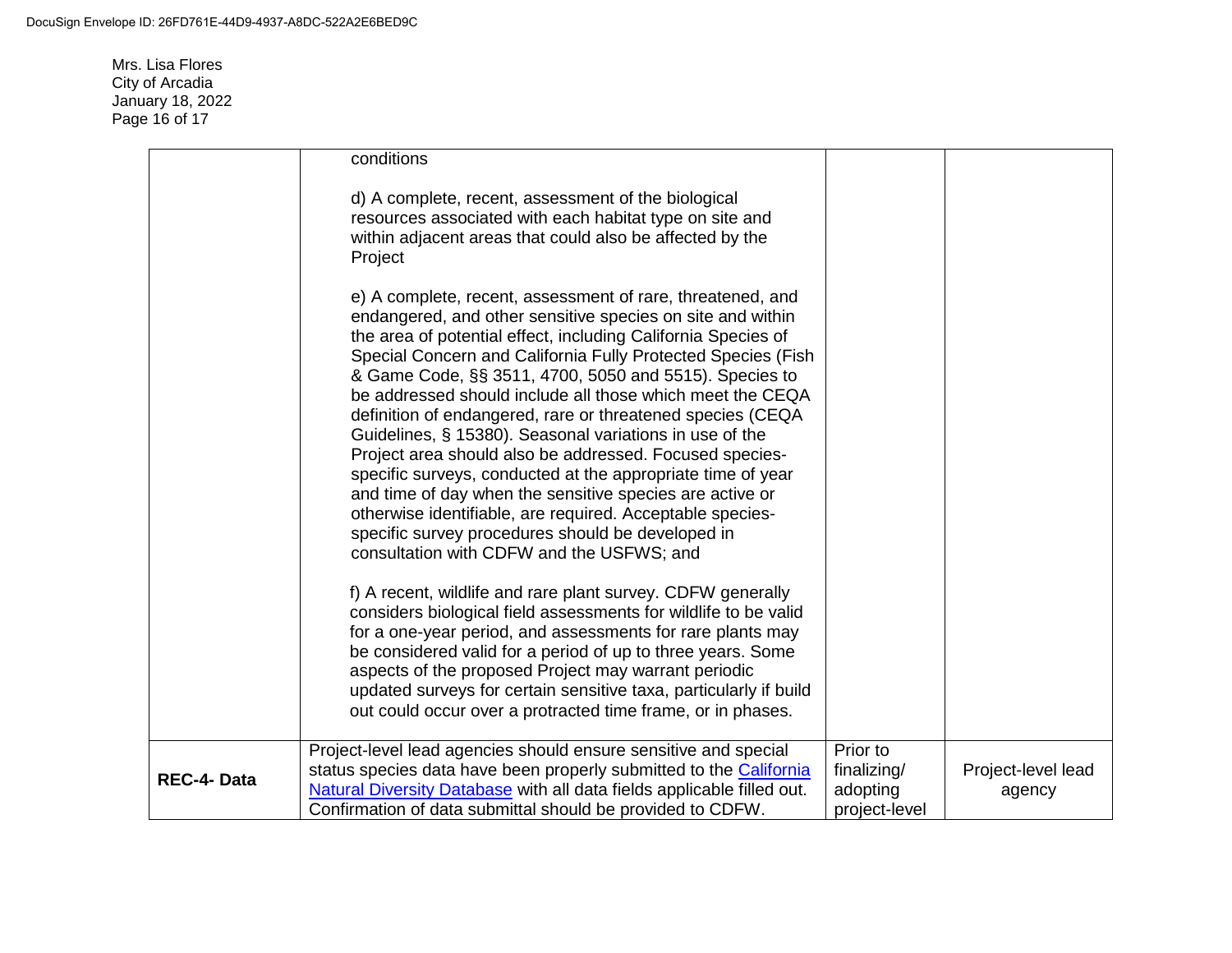| | | | |
|---|---|---|---|
| | conditions<br><br>d) A complete, recent, assessment of the biological resources associated with each habitat type on site and within adjacent areas that could also be affected by the Project<br><br>e) A complete, recent, assessment of rare, threatened, and endangered, and other sensitive species on site and within the area of potential effect, including California Species of Special Concern and California Fully Protected Species (Fish & Game Code, §§ 3511, 4700, 5050 and 5515). Species to be addressed should include all those which meet the CEQA definition of endangered, rare or threatened species (CEQA Guidelines, § 15380). Seasonal variations in use of the Project area should also be addressed. Focused species-specific surveys, conducted at the appropriate time of year and time of day when the sensitive species are active or otherwise identifiable, are required. Acceptable species-specific survey procedures should be developed in consultation with CDFW and the USFWS; and<br><br>f) A recent, wildlife and rare plant survey. CDFW generally considers biological field assessments for wildlife to be valid for a one-year period, and assessments for rare plants may be considered valid for a period of up to three years. Some aspects of the proposed Project may warrant periodic updated surveys for certain sensitive taxa, particularly if build out could occur over a protracted time frame, or in phases. | | |
| **REC-4- Data** | Project-level lead agencies should ensure sensitive and special status species data have been properly submitted to the California Natural Diversity Database with all data fields applicable filled out. Confirmation of data submittal should be provided to CDFW. | Prior to finalizing/ adopting project-level | Project-level lead agency |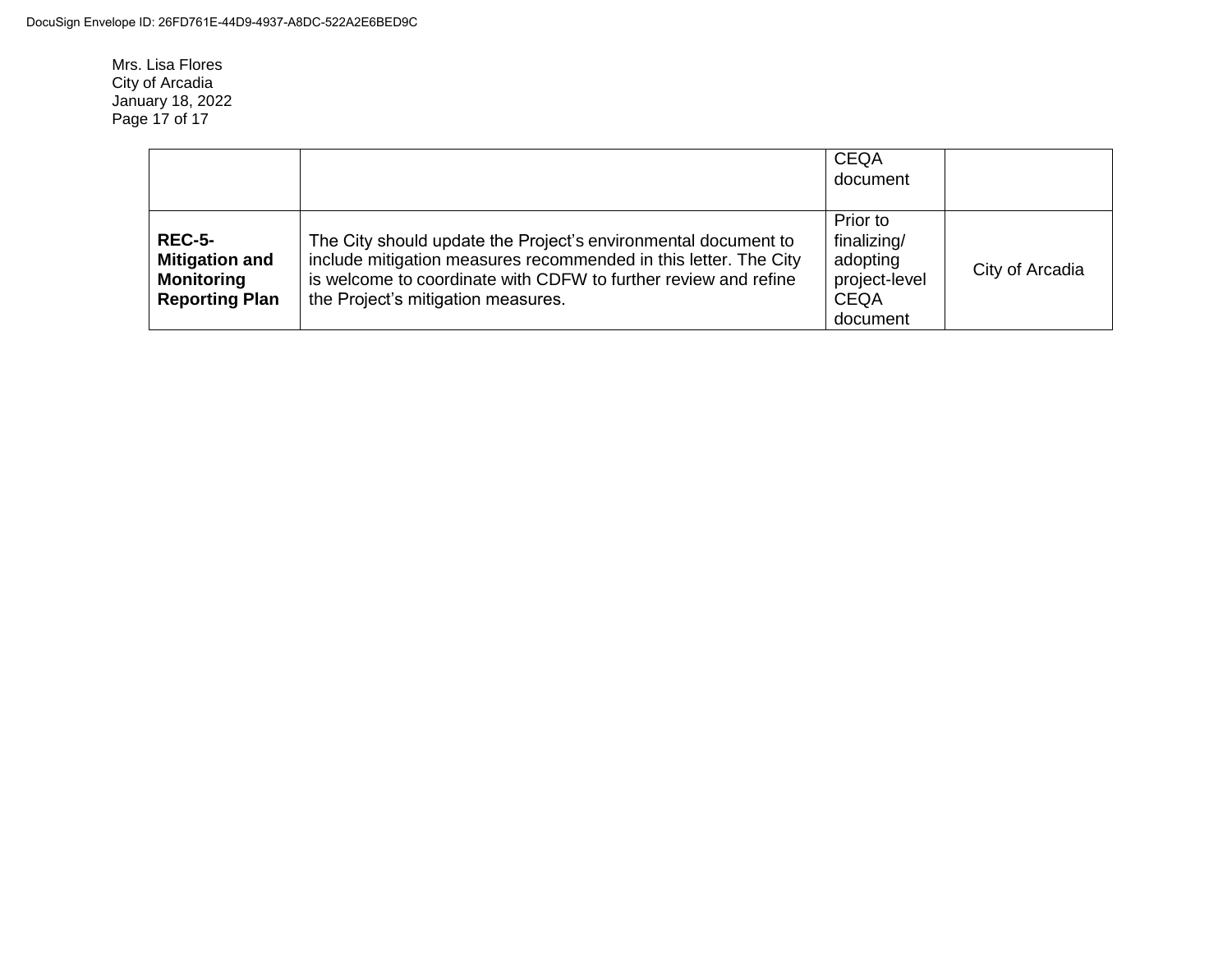| | | | |
|---|---|---|---|
| | | CEQA document | |
| **REC-5- Mitigation and Monitoring Reporting Plan** | The City should update the Project's environmental document to include mitigation measures recommended in this letter. The City is welcome to coordinate with CDFW to further review and refine the Project's mitigation measures. | Prior to finalizing/ adopting project-level CEQA document | City of Arcadia |